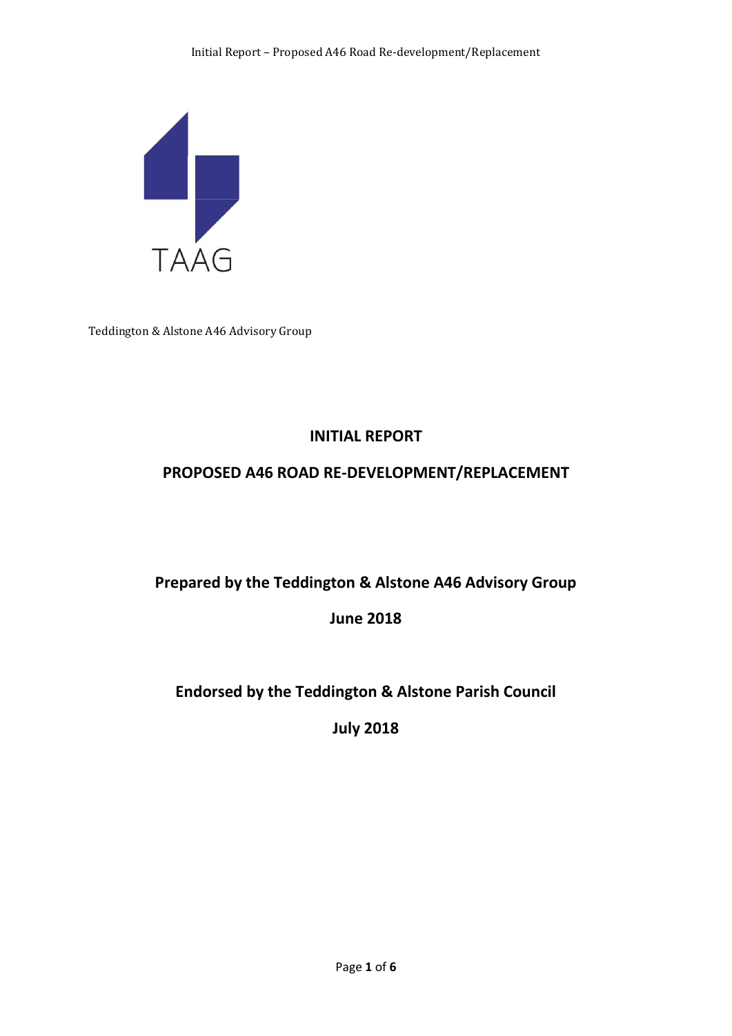TAAG

Teddington & Alstone A46 Advisory Group

# INITIAL REPORT

## PROPOSED A46 ROAD RE-DEVELOPMENT/REPLACEMENT

**Prepared by the Teddington & Alstone A46 Advisory Group**

**June 2018**

**Endorsed by the Teddington & Alstone Parish Council**

**July 2018**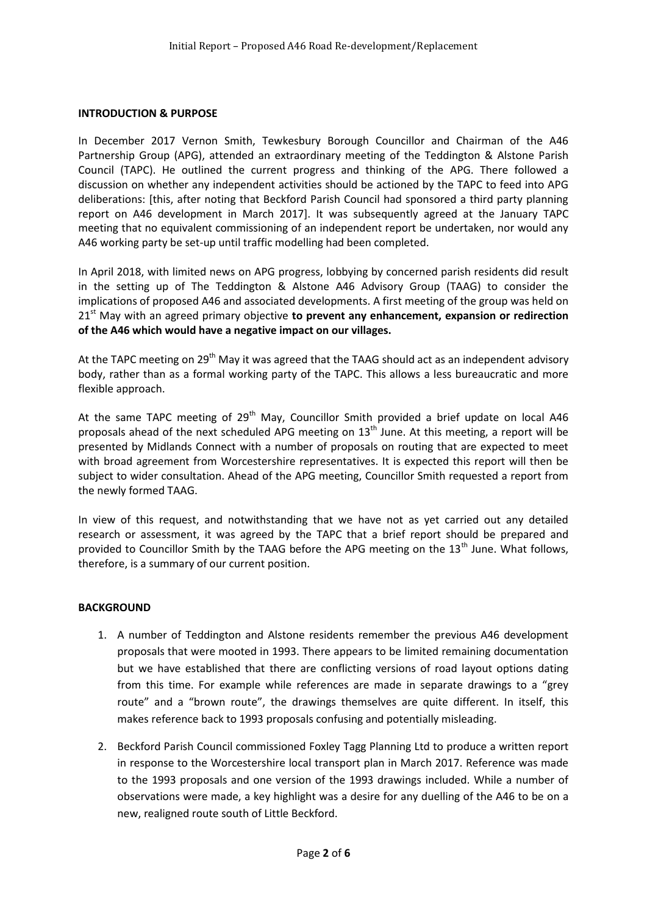**INTRODUCTION & PURPOSE**

In December 2017 Vernon Smith, Tewkesbury Borough Councillor and Chairman of the A46 Partnership Group (APG), attended an extraordinary meeting of the Teddington & Alstone Parish Council (TAPC). He outlined the current progress and thinking of the APG. There followed a discussion on whether any independent activities should be actioned by the TAPC to feed into APG deliberations: [this, after noting that Beckford Parish Council had sponsored a third party planning report on A46 development in March 2017]. It was subsequently agreed at the January TAPC meeting that no equivalent commissioning of an independent report be undertaken, nor would any A46 working party be set-up until traffic modelling had been completed.

In April 2018, with limited news on APG progress, lobbying by concerned parish residents did result in the setting up of The Teddington & Alstone A46 Advisory Group (TAAG) to consider the implications of proposed A46 and associated developments. A first meeting of the group was held on 21st May with an agreed primary objective **to prevent any enhancement, expansion or redirection of the A46 which would have a negative impact on our villages.**

At the TAPC meeting on 29th May it was agreed that the TAAG should act as an independent advisory body, rather than as a formal working party of the TAPC. This allows a less bureaucratic and more flexible approach.

At the same TAPC meeting of 29th May, Councillor Smith provided a brief update on local A46 proposals ahead of the next scheduled APG meeting on 13th June. At this meeting, a report will be presented by Midlands Connect with a number of proposals on routing that are expected to meet with broad agreement from Worcestershire representatives. It is expected this report will then be subject to wider consultation. Ahead of the APG meeting, Councillor Smith requested a report from the newly formed TAAG.

In view of this request, and notwithstanding that we have not as yet carried out any detailed research or assessment, it was agreed by the TAPC that a brief report should be prepared and provided to Councillor Smith by the TAAG before the APG meeting on the 13th June. What follows, therefore, is a summary of our current position.

**BACKGROUND**

1. A number of Teddington and Alstone residents remember the previous A46 development proposals that were mooted in 1993. There appears to be limited remaining documentation but we have established that there are conflicting versions of road layout options dating from this time. For example while references are made in separate drawings to a "grey route" and a "brown route", the drawings themselves are quite different. In itself, this makes reference back to 1993 proposals confusing and potentially misleading.

2. Beckford Parish Council commissioned Foxley Tagg Planning Ltd to produce a written report in response to the Worcestershire local transport plan in March 2017. Reference was made to the 1993 proposals and one version of the 1993 drawings included. While a number of observations were made, a key highlight was a desire for any duelling of the A46 to be on a new, realigned route south of Little Beckford.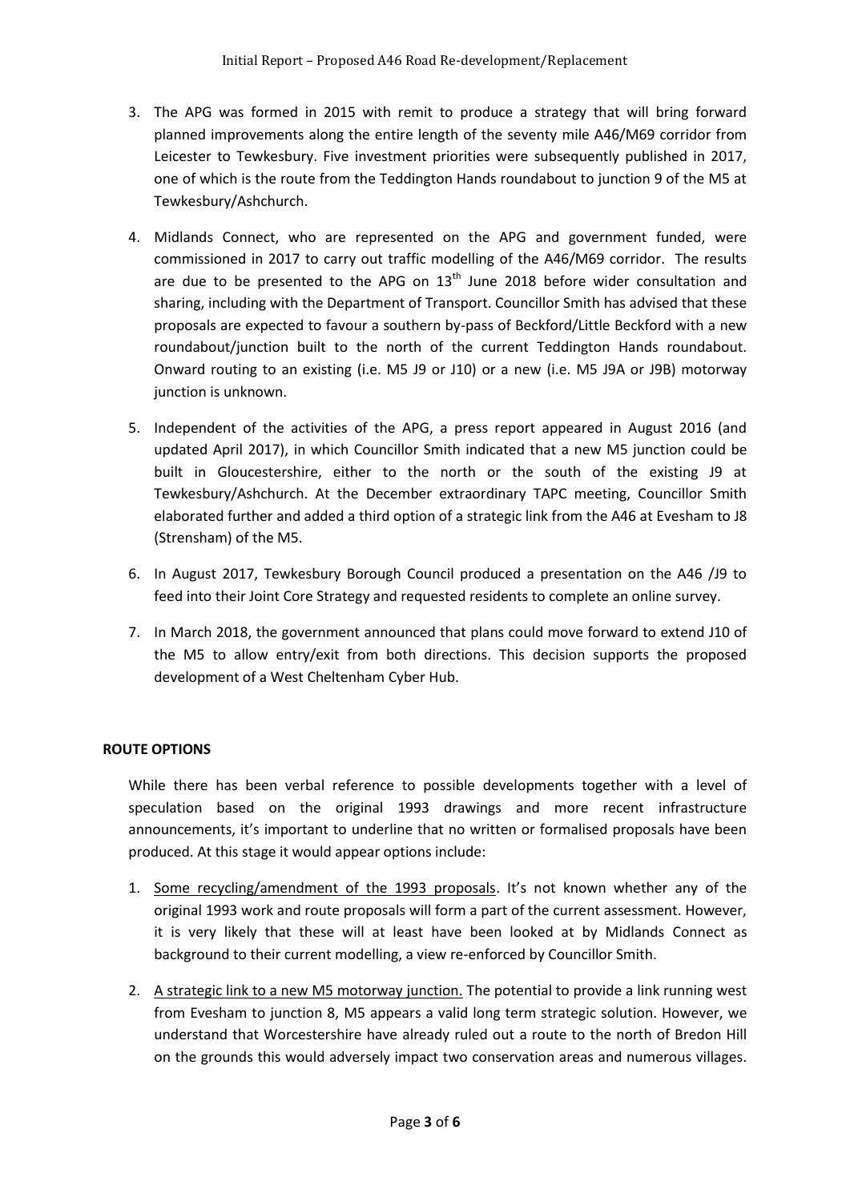3. The APG was formed in 2015 with remit to produce a strategy that will bring forward planned improvements along the entire length of the seventy mile A46/M69 corridor from Leicester to Tewkesbury. Five investment priorities were subsequently published in 2017, one of which is the route from the Teddington Hands roundabout to junction 9 of the M5 at Tewkesbury/Ashchurch.

4. Midlands Connect, who are represented on the APG and government funded, were commissioned in 2017 to carry out traffic modelling of the A46/M69 corridor. The results are due to be presented to the APG on 13th June 2018 before wider consultation and sharing, including with the Department of Transport. Councillor Smith has advised that these proposals are expected to favour a southern by-pass of Beckford/Little Beckford with a new roundabout/junction built to the north of the current Teddington Hands roundabout. Onward routing to an existing (i.e. M5 J9 or J10) or a new (i.e. M5 J9A or J9B) motorway junction is unknown.

5. Independent of the activities of the APG, a press report appeared in August 2016 (and updated April 2017), in which Councillor Smith indicated that a new M5 junction could be built in Gloucestershire, either to the north or the south of the existing J9 at Tewkesbury/Ashchurch. At the December extraordinary TAPC meeting, Councillor Smith elaborated further and added a third option of a strategic link from the A46 at Evesham to J8 (Strensham) of the M5.

6. In August 2017, Tewkesbury Borough Council produced a presentation on the A46 /J9 to feed into their Joint Core Strategy and requested residents to complete an online survey.

7. In March 2018, the government announced that plans could move forward to extend J10 of the M5 to allow entry/exit from both directions. This decision supports the proposed development of a West Cheltenham Cyber Hub.

**ROUTE OPTIONS**

While there has been verbal reference to possible developments together with a level of speculation based on the original 1993 drawings and more recent infrastructure announcements, it's important to underline that no written or formalised proposals have been produced. At this stage it would appear options include:

1. <u>Some recycling/amendment of the 1993 proposals</u>. It's not known whether any of the original 1993 work and route proposals will form a part of the current assessment. However, it is very likely that these will at least have been looked at by Midlands Connect as background to their current modelling, a view re-enforced by Councillor Smith.

2. <u>A strategic link to a new M5 motorway junction.</u> The potential to provide a link running west from Evesham to junction 8, M5 appears a valid long term strategic solution. However, we understand that Worcestershire have already ruled out a route to the north of Bredon Hill on the grounds this would adversely impact two conservation areas and numerous villages.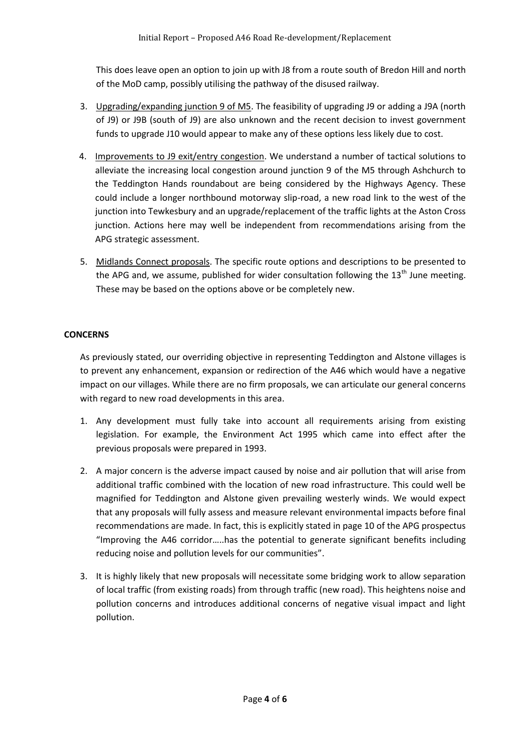This does leave open an option to join up with J8 from a route south of Bredon Hill and north of the MoD camp, possibly utilising the pathway of the disused railway.

3. Upgrading/expanding junction 9 of M5. The feasibility of upgrading J9 or adding a J9A (north of J9) or J9B (south of J9) are also unknown and the recent decision to invest government funds to upgrade J10 would appear to make any of these options less likely due to cost.

4. Improvements to J9 exit/entry congestion. We understand a number of tactical solutions to alleviate the increasing local congestion around junction 9 of the M5 through Ashchurch to the Teddington Hands roundabout are being considered by the Highways Agency. These could include a longer northbound motorway slip-road, a new road link to the west of the junction into Tewkesbury and an upgrade/replacement of the traffic lights at the Aston Cross junction. Actions here may well be independent from recommendations arising from the APG strategic assessment.

5. Midlands Connect proposals. The specific route options and descriptions to be presented to the APG and, we assume, published for wider consultation following the 13th June meeting. These may be based on the options above or be completely new.

**CONCERNS**

As previously stated, our overriding objective in representing Teddington and Alstone villages is to prevent any enhancement, expansion or redirection of the A46 which would have a negative impact on our villages. While there are no firm proposals, we can articulate our general concerns with regard to new road developments in this area.

1. Any development must fully take into account all requirements arising from existing legislation. For example, the Environment Act 1995 which came into effect after the previous proposals were prepared in 1993.

2. A major concern is the adverse impact caused by noise and air pollution that will arise from additional traffic combined with the location of new road infrastructure. This could well be magnified for Teddington and Alstone given prevailing westerly winds. We would expect that any proposals will fully assess and measure relevant environmental impacts before final recommendations are made. In fact, this is explicitly stated in page 10 of the APG prospectus "Improving the A46 corridor…..has the potential to generate significant benefits including reducing noise and pollution levels for our communities".

3. It is highly likely that new proposals will necessitate some bridging work to allow separation of local traffic (from existing roads) from through traffic (new road). This heightens noise and pollution concerns and introduces additional concerns of negative visual impact and light pollution.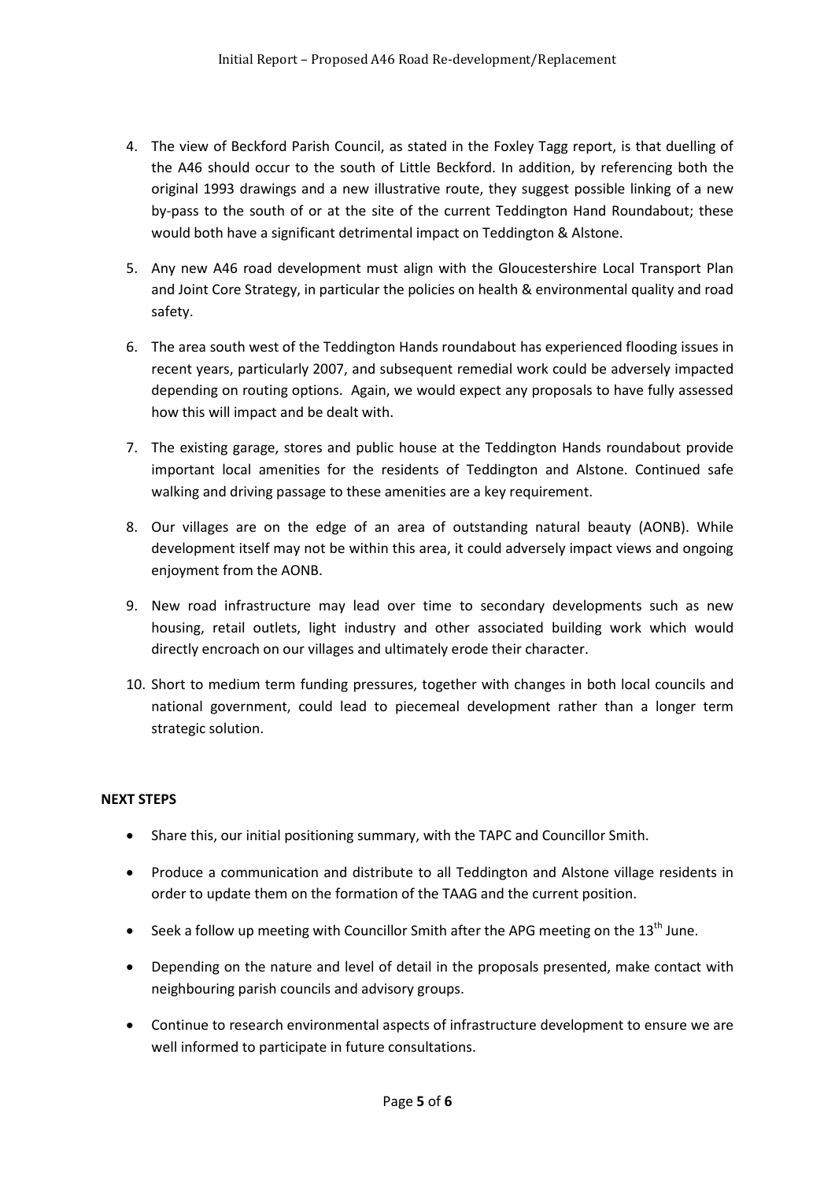4. The view of Beckford Parish Council, as stated in the Foxley Tagg report, is that duelling of the A46 should occur to the south of Little Beckford. In addition, by referencing both the original 1993 drawings and a new illustrative route, they suggest possible linking of a new by-pass to the south of or at the site of the current Teddington Hand Roundabout; these would both have a significant detrimental impact on Teddington & Alstone.
5. Any new A46 road development must align with the Gloucestershire Local Transport Plan and Joint Core Strategy, in particular the policies on health & environmental quality and road safety.
6. The area south west of the Teddington Hands roundabout has experienced flooding issues in recent years, particularly 2007, and subsequent remedial work could be adversely impacted depending on routing options. Again, we would expect any proposals to have fully assessed how this will impact and be dealt with.
7. The existing garage, stores and public house at the Teddington Hands roundabout provide important local amenities for the residents of Teddington and Alstone. Continued safe walking and driving passage to these amenities are a key requirement.
8. Our villages are on the edge of an area of outstanding natural beauty (AONB). While development itself may not be within this area, it could adversely impact views and ongoing enjoyment from the AONB.
9. New road infrastructure may lead over time to secondary developments such as new housing, retail outlets, light industry and other associated building work which would directly encroach on our villages and ultimately erode their character.
10. Short to medium term funding pressures, together with changes in both local councils and national government, could lead to piecemeal development rather than a longer term strategic solution.

**NEXT STEPS**

- Share this, our initial positioning summary, with the TAPC and Councillor Smith.
- Produce a communication and distribute to all Teddington and Alstone village residents in order to update them on the formation of the TAAG and the current position.
- Seek a follow up meeting with Councillor Smith after the APG meeting on the 13th June.
- Depending on the nature and level of detail in the proposals presented, make contact with neighbouring parish councils and advisory groups.
- Continue to research environmental aspects of infrastructure development to ensure we are well informed to participate in future consultations.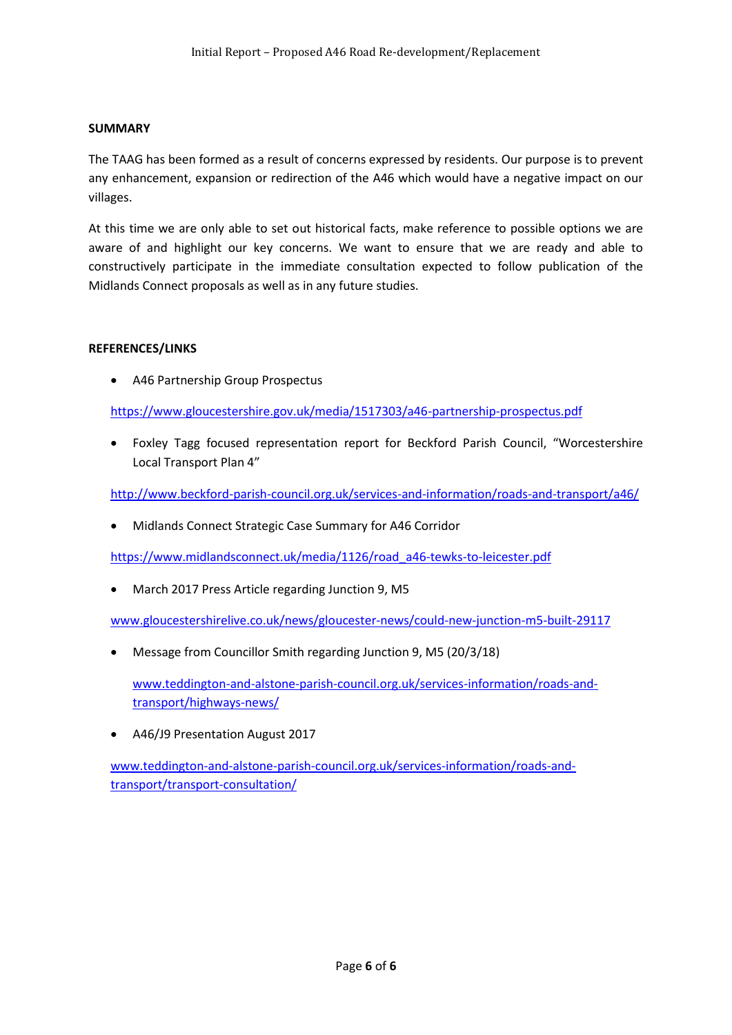**SUMMARY**

The TAAG has been formed as a result of concerns expressed by residents. Our purpose is to prevent any enhancement, expansion or redirection of the A46 which would have a negative impact on our villages.

At this time we are only able to set out historical facts, make reference to possible options we are aware of and highlight our key concerns. We want to ensure that we are ready and able to constructively participate in the immediate consultation expected to follow publication of the Midlands Connect proposals as well as in any future studies.

**REFERENCES/LINKS**

- A46 Partnership Group Prospectus

https://www.gloucestershire.gov.uk/media/1517303/a46-partnership-prospectus.pdf

- Foxley Tagg focused representation report for Beckford Parish Council, "Worcestershire Local Transport Plan 4"

http://www.beckford-parish-council.org.uk/services-and-information/roads-and-transport/a46/

- Midlands Connect Strategic Case Summary for A46 Corridor

https://www.midlandsconnect.uk/media/1126/road_a46-tewks-to-leicester.pdf

- March 2017 Press Article regarding Junction 9, M5

www.gloucestershirelive.co.uk/news/gloucester-news/could-new-junction-m5-built-29117

- Message from Councillor Smith regarding Junction 9, M5 (20/3/18)

  www.teddington-and-alstone-parish-council.org.uk/services-information/roads-and-transport/highways-news/

- A46/J9 Presentation August 2017

www.teddington-and-alstone-parish-council.org.uk/services-information/roads-and-transport/transport-consultation/